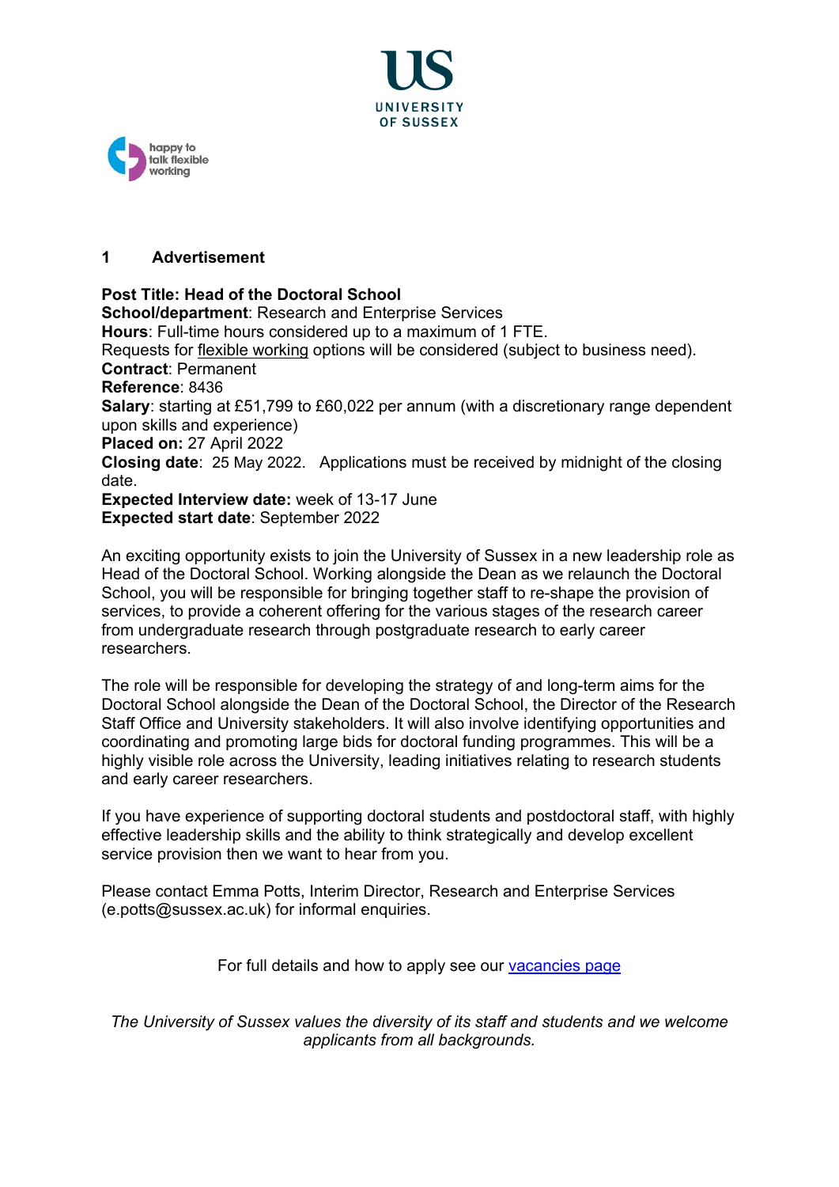UNIVERSITY OF SUSSEX

happy to talk flexible working

## 1 Advertisement

**Post Title: Head of the Doctoral School**
**School/department**: Research and Enterprise Services
**Hours**: Full-time hours considered up to a maximum of 1 FTE.
Requests for flexible working options will be considered (subject to business need).
**Contract**: Permanent
**Reference**: 8436
**Salary**: starting at £51,799 to £60,022 per annum (with a discretionary range dependent upon skills and experience)
**Placed on:** 27 April 2022
**Closing date**: 25 May 2022. Applications must be received by midnight of the closing date.
**Expected Interview date:** week of 13-17 June
**Expected start date**: September 2022

An exciting opportunity exists to join the University of Sussex in a new leadership role as Head of the Doctoral School. Working alongside the Dean as we relaunch the Doctoral School, you will be responsible for bringing together staff to re-shape the provision of services, to provide a coherent offering for the various stages of the research career from undergraduate research through postgraduate research to early career researchers.

The role will be responsible for developing the strategy of and long-term aims for the Doctoral School alongside the Dean of the Doctoral School, the Director of the Research Staff Office and University stakeholders. It will also involve identifying opportunities and coordinating and promoting large bids for doctoral funding programmes. This will be a highly visible role across the University, leading initiatives relating to research students and early career researchers.

If you have experience of supporting doctoral students and postdoctoral staff, with highly effective leadership skills and the ability to think strategically and develop excellent service provision then we want to hear from you.

Please contact Emma Potts, Interim Director, Research and Enterprise Services (e.potts@sussex.ac.uk) for informal enquiries.

For full details and how to apply see our vacancies page

*The University of Sussex values the diversity of its staff and students and we welcome applicants from all backgrounds.*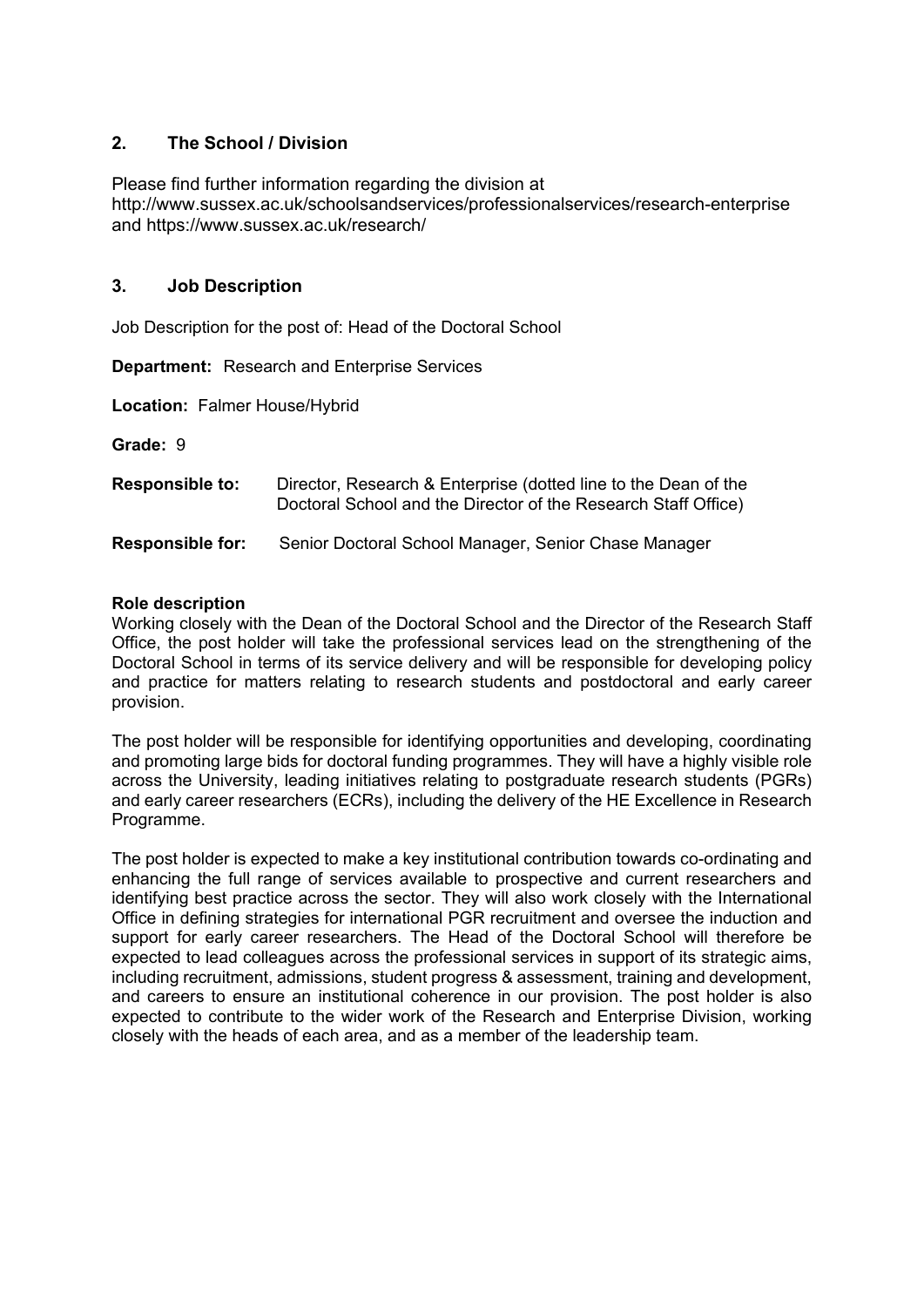## 2. The School / Division

Please find further information regarding the division at http://www.sussex.ac.uk/schoolsandservices/professionalservices/research-enterprise and https://www.sussex.ac.uk/research/

## 3. Job Description

Job Description for the post of: Head of the Doctoral School

**Department:** Research and Enterprise Services

**Location:** Falmer House/Hybrid

**Grade:** 9

**Responsible to:** Director, Research & Enterprise (dotted line to the Dean of the Doctoral School and the Director of the Research Staff Office)

**Responsible for:** Senior Doctoral School Manager, Senior Chase Manager

**Role description**

Working closely with the Dean of the Doctoral School and the Director of the Research Staff Office, the post holder will take the professional services lead on the strengthening of the Doctoral School in terms of its service delivery and will be responsible for developing policy and practice for matters relating to research students and postdoctoral and early career provision.

The post holder will be responsible for identifying opportunities and developing, coordinating and promoting large bids for doctoral funding programmes. They will have a highly visible role across the University, leading initiatives relating to postgraduate research students (PGRs) and early career researchers (ECRs), including the delivery of the HE Excellence in Research Programme.

The post holder is expected to make a key institutional contribution towards co-ordinating and enhancing the full range of services available to prospective and current researchers and identifying best practice across the sector. They will also work closely with the International Office in defining strategies for international PGR recruitment and oversee the induction and support for early career researchers. The Head of the Doctoral School will therefore be expected to lead colleagues across the professional services in support of its strategic aims, including recruitment, admissions, student progress & assessment, training and development, and careers to ensure an institutional coherence in our provision. The post holder is also expected to contribute to the wider work of the Research and Enterprise Division, working closely with the heads of each area, and as a member of the leadership team.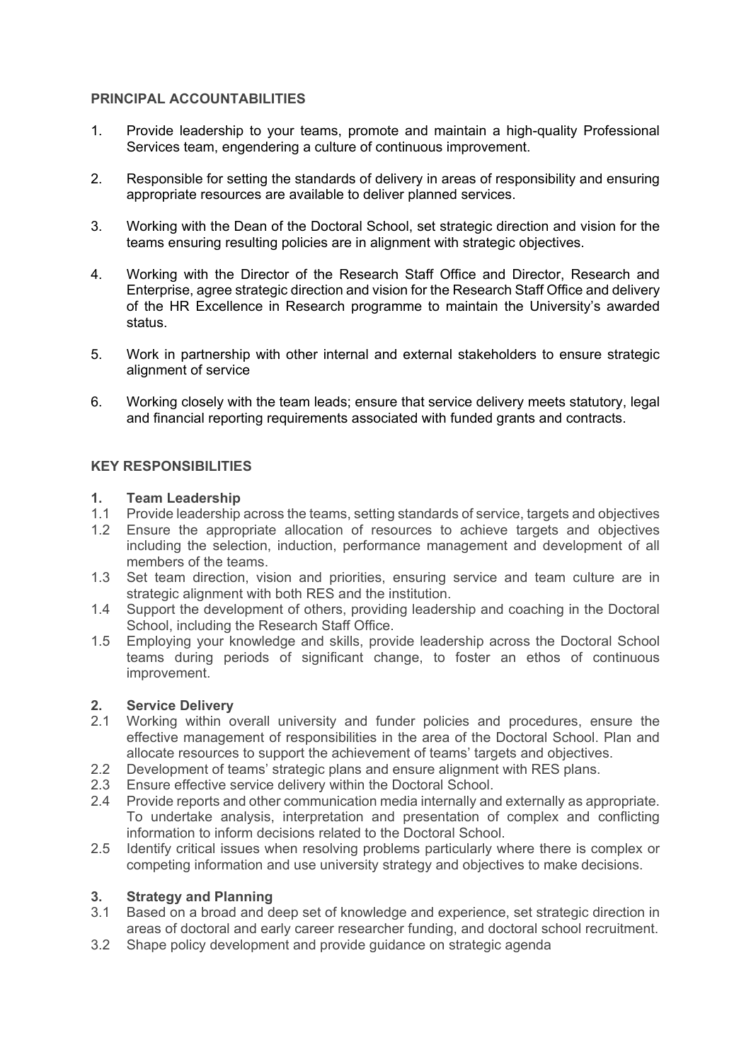## PRINCIPAL ACCOUNTABILITIES

1. Provide leadership to your teams, promote and maintain a high-quality Professional Services team, engendering a culture of continuous improvement.
2. Responsible for setting the standards of delivery in areas of responsibility and ensuring appropriate resources are available to deliver planned services.
3. Working with the Dean of the Doctoral School, set strategic direction and vision for the teams ensuring resulting policies are in alignment with strategic objectives.
4. Working with the Director of the Research Staff Office and Director, Research and Enterprise, agree strategic direction and vision for the Research Staff Office and delivery of the HR Excellence in Research programme to maintain the University's awarded status.
5. Work in partnership with other internal and external stakeholders to ensure strategic alignment of service
6. Working closely with the team leads; ensure that service delivery meets statutory, legal and financial reporting requirements associated with funded grants and contracts.

## KEY RESPONSIBILITIES

### 1. Team Leadership

1.1 Provide leadership across the teams, setting standards of service, targets and objectives

1.2 Ensure the appropriate allocation of resources to achieve targets and objectives including the selection, induction, performance management and development of all members of the teams.

1.3 Set team direction, vision and priorities, ensuring service and team culture are in strategic alignment with both RES and the institution.

1.4 Support the development of others, providing leadership and coaching in the Doctoral School, including the Research Staff Office.

1.5 Employing your knowledge and skills, provide leadership across the Doctoral School teams during periods of significant change, to foster an ethos of continuous improvement.

### 2. Service Delivery

2.1 Working within overall university and funder policies and procedures, ensure the effective management of responsibilities in the area of the Doctoral School. Plan and allocate resources to support the achievement of teams' targets and objectives.

2.2 Development of teams' strategic plans and ensure alignment with RES plans.

2.3 Ensure effective service delivery within the Doctoral School.

2.4 Provide reports and other communication media internally and externally as appropriate. To undertake analysis, interpretation and presentation of complex and conflicting information to inform decisions related to the Doctoral School.

2.5 Identify critical issues when resolving problems particularly where there is complex or competing information and use university strategy and objectives to make decisions.

### 3. Strategy and Planning

3.1 Based on a broad and deep set of knowledge and experience, set strategic direction in areas of doctoral and early career researcher funding, and doctoral school recruitment.

3.2 Shape policy development and provide guidance on strategic agenda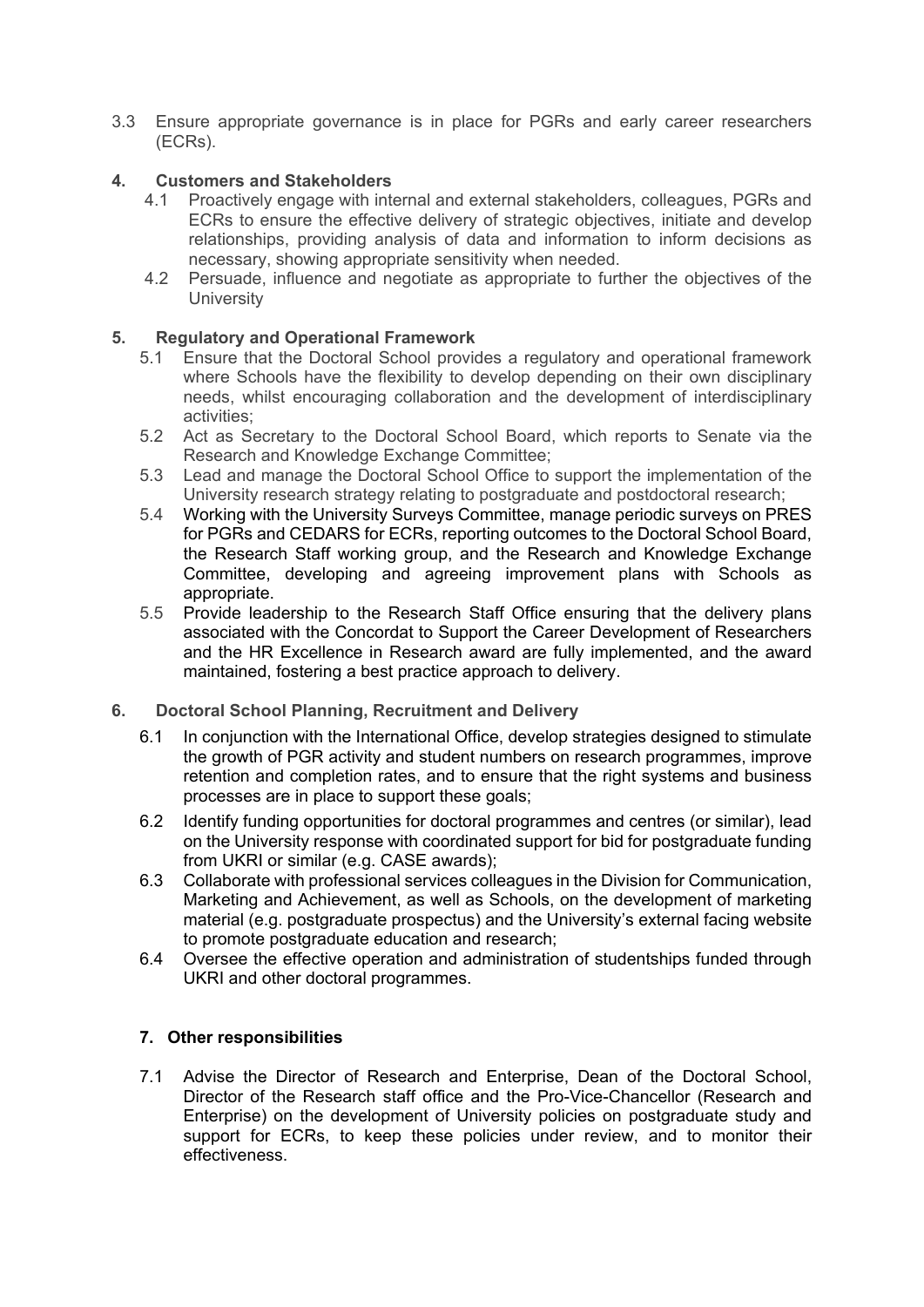3.3 Ensure appropriate governance is in place for PGRs and early career researchers (ECRs).

**4. Customers and Stakeholders**

4.1 Proactively engage with internal and external stakeholders, colleagues, PGRs and ECRs to ensure the effective delivery of strategic objectives, initiate and develop relationships, providing analysis of data and information to inform decisions as necessary, showing appropriate sensitivity when needed.

4.2 Persuade, influence and negotiate as appropriate to further the objectives of the University

**5. Regulatory and Operational Framework**

5.1 Ensure that the Doctoral School provides a regulatory and operational framework where Schools have the flexibility to develop depending on their own disciplinary needs, whilst encouraging collaboration and the development of interdisciplinary activities;

5.2 Act as Secretary to the Doctoral School Board, which reports to Senate via the Research and Knowledge Exchange Committee;

5.3 Lead and manage the Doctoral School Office to support the implementation of the University research strategy relating to postgraduate and postdoctoral research;

5.4 Working with the University Surveys Committee, manage periodic surveys on PRES for PGRs and CEDARS for ECRs, reporting outcomes to the Doctoral School Board, the Research Staff working group, and the Research and Knowledge Exchange Committee, developing and agreeing improvement plans with Schools as appropriate.

5.5 Provide leadership to the Research Staff Office ensuring that the delivery plans associated with the Concordat to Support the Career Development of Researchers and the HR Excellence in Research award are fully implemented, and the award maintained, fostering a best practice approach to delivery.

**6. Doctoral School Planning, Recruitment and Delivery**

6.1 In conjunction with the International Office, develop strategies designed to stimulate the growth of PGR activity and student numbers on research programmes, improve retention and completion rates, and to ensure that the right systems and business processes are in place to support these goals;

6.2 Identify funding opportunities for doctoral programmes and centres (or similar), lead on the University response with coordinated support for bid for postgraduate funding from UKRI or similar (e.g. CASE awards);

6.3 Collaborate with professional services colleagues in the Division for Communication, Marketing and Achievement, as well as Schools, on the development of marketing material (e.g. postgraduate prospectus) and the University's external facing website to promote postgraduate education and research;

6.4 Oversee the effective operation and administration of studentships funded through UKRI and other doctoral programmes.

**7. Other responsibilities**

7.1 Advise the Director of Research and Enterprise, Dean of the Doctoral School, Director of the Research staff office and the Pro-Vice-Chancellor (Research and Enterprise) on the development of University policies on postgraduate study and support for ECRs, to keep these policies under review, and to monitor their effectiveness.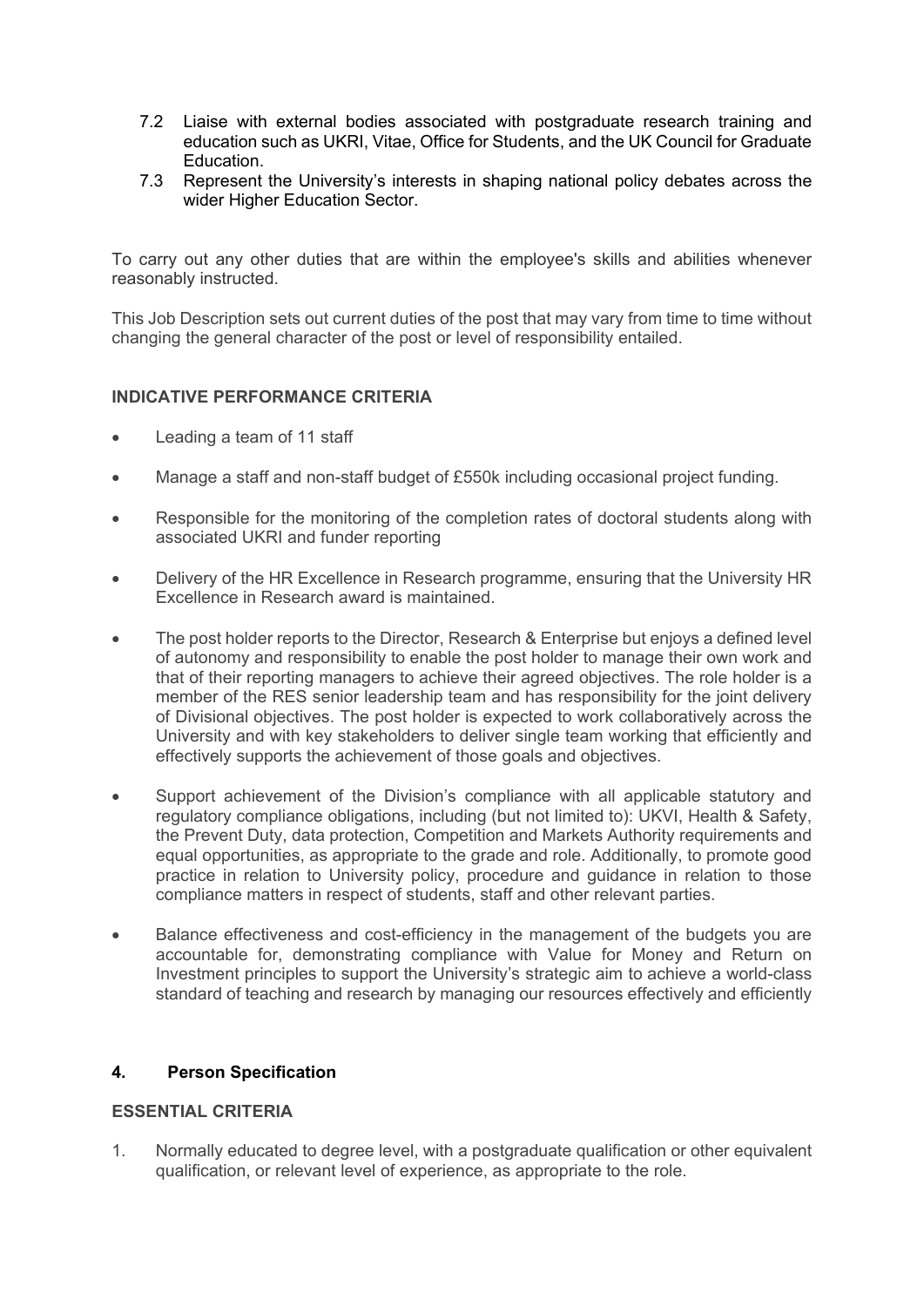7.2 Liaise with external bodies associated with postgraduate research training and education such as UKRI, Vitae, Office for Students, and the UK Council for Graduate Education.

7.3 Represent the University's interests in shaping national policy debates across the wider Higher Education Sector.

To carry out any other duties that are within the employee's skills and abilities whenever reasonably instructed.

This Job Description sets out current duties of the post that may vary from time to time without changing the general character of the post or level of responsibility entailed.

**INDICATIVE PERFORMANCE CRITERIA**

- Leading a team of 11 staff
- Manage a staff and non-staff budget of £550k including occasional project funding.
- Responsible for the monitoring of the completion rates of doctoral students along with associated UKRI and funder reporting
- Delivery of the HR Excellence in Research programme, ensuring that the University HR Excellence in Research award is maintained.
- The post holder reports to the Director, Research & Enterprise but enjoys a defined level of autonomy and responsibility to enable the post holder to manage their own work and that of their reporting managers to achieve their agreed objectives. The role holder is a member of the RES senior leadership team and has responsibility for the joint delivery of Divisional objectives. The post holder is expected to work collaboratively across the University and with key stakeholders to deliver single team working that efficiently and effectively supports the achievement of those goals and objectives.
- Support achievement of the Division's compliance with all applicable statutory and regulatory compliance obligations, including (but not limited to): UKVI, Health & Safety, the Prevent Duty, data protection, Competition and Markets Authority requirements and equal opportunities, as appropriate to the grade and role. Additionally, to promote good practice in relation to University policy, procedure and guidance in relation to those compliance matters in respect of students, staff and other relevant parties.
- Balance effectiveness and cost-efficiency in the management of the budgets you are accountable for, demonstrating compliance with Value for Money and Return on Investment principles to support the University's strategic aim to achieve a world-class standard of teaching and research by managing our resources effectively and efficiently

## 4. Person Specification

**ESSENTIAL CRITERIA**

1. Normally educated to degree level, with a postgraduate qualification or other equivalent qualification, or relevant level of experience, as appropriate to the role.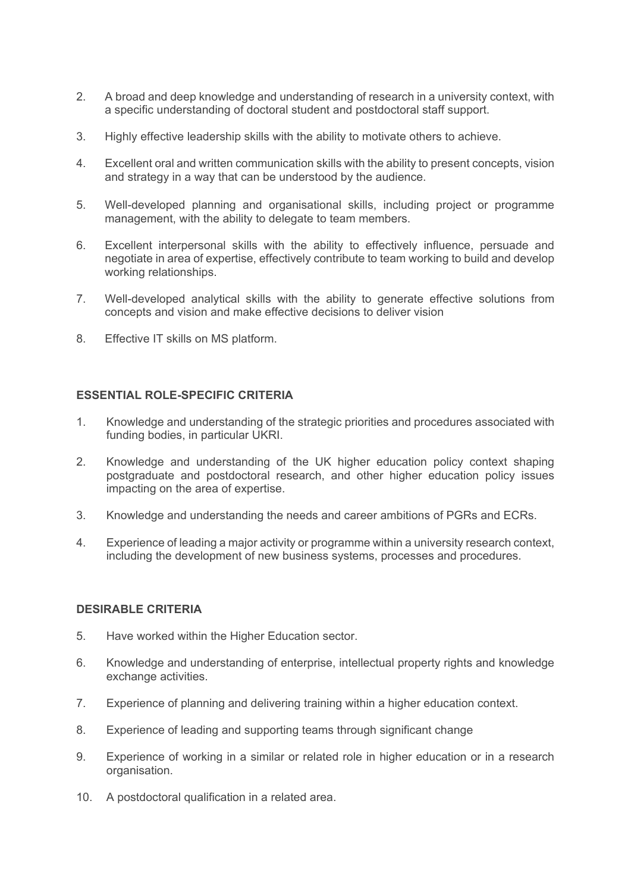2. A broad and deep knowledge and understanding of research in a university context, with a specific understanding of doctoral student and postdoctoral staff support.

3. Highly effective leadership skills with the ability to motivate others to achieve.

4. Excellent oral and written communication skills with the ability to present concepts, vision and strategy in a way that can be understood by the audience.

5. Well-developed planning and organisational skills, including project or programme management, with the ability to delegate to team members.

6. Excellent interpersonal skills with the ability to effectively influence, persuade and negotiate in area of expertise, effectively contribute to team working to build and develop working relationships.

7. Well-developed analytical skills with the ability to generate effective solutions from concepts and vision and make effective decisions to deliver vision

8. Effective IT skills on MS platform.

**ESSENTIAL ROLE-SPECIFIC CRITERIA**

1. Knowledge and understanding of the strategic priorities and procedures associated with funding bodies, in particular UKRI.

2. Knowledge and understanding of the UK higher education policy context shaping postgraduate and postdoctoral research, and other higher education policy issues impacting on the area of expertise.

3. Knowledge and understanding the needs and career ambitions of PGRs and ECRs.

4. Experience of leading a major activity or programme within a university research context, including the development of new business systems, processes and procedures.

**DESIRABLE CRITERIA**

5. Have worked within the Higher Education sector.

6. Knowledge and understanding of enterprise, intellectual property rights and knowledge exchange activities.

7. Experience of planning and delivering training within a higher education context.

8. Experience of leading and supporting teams through significant change

9. Experience of working in a similar or related role in higher education or in a research organisation.

10. A postdoctoral qualification in a related area.